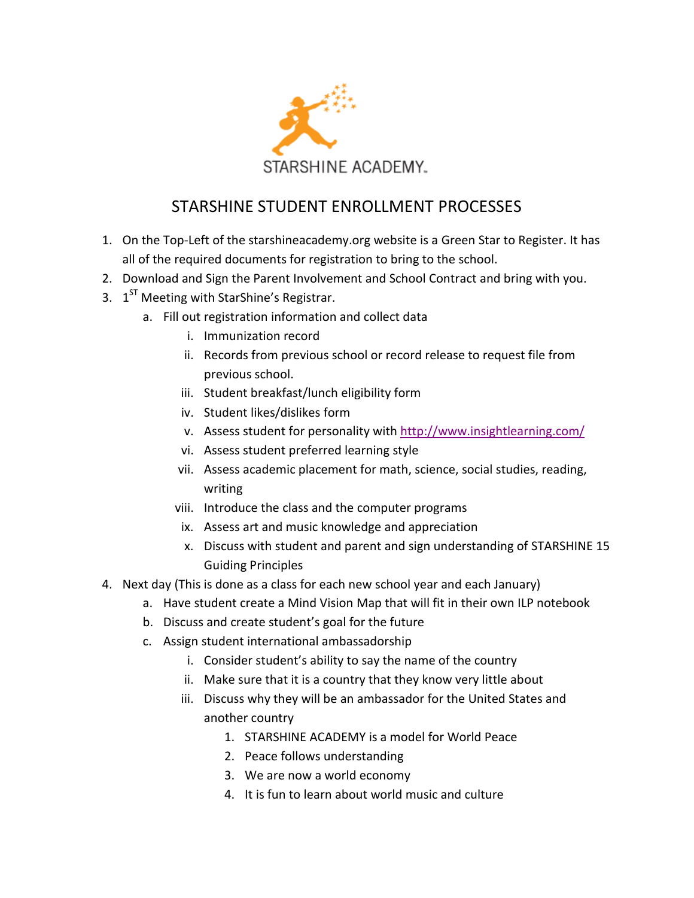STARSHINE ACADEMY.

# STARSHINE STUDENT ENROLLMENT PROCESSES

1. On the Top-Left of the starshineacademy.org website is a Green Star to Register. It has all of the required documents for registration to bring to the school.
2. Download and Sign the Parent Involvement and School Contract and bring with you.
3. 1ST Meeting with StarShine's Registrar.
   a. Fill out registration information and collect data
      i. Immunization record
      ii. Records from previous school or record release to request file from previous school.
      iii. Student breakfast/lunch eligibility form
      iv. Student likes/dislikes form
      v. Assess student for personality with http://www.insightlearning.com/
      vi. Assess student preferred learning style
      vii. Assess academic placement for math, science, social studies, reading, writing
      viii. Introduce the class and the computer programs
      ix. Assess art and music knowledge and appreciation
      x. Discuss with student and parent and sign understanding of STARSHINE 15 Guiding Principles
4. Next day (This is done as a class for each new school year and each January)
   a. Have student create a Mind Vision Map that will fit in their own ILP notebook
   b. Discuss and create student's goal for the future
   c. Assign student international ambassadorship
      i. Consider student's ability to say the name of the country
      ii. Make sure that it is a country that they know very little about
      iii. Discuss why they will be an ambassador for the United States and another country
         1. STARSHINE ACADEMY is a model for World Peace
         2. Peace follows understanding
         3. We are now a world economy
         4. It is fun to learn about world music and culture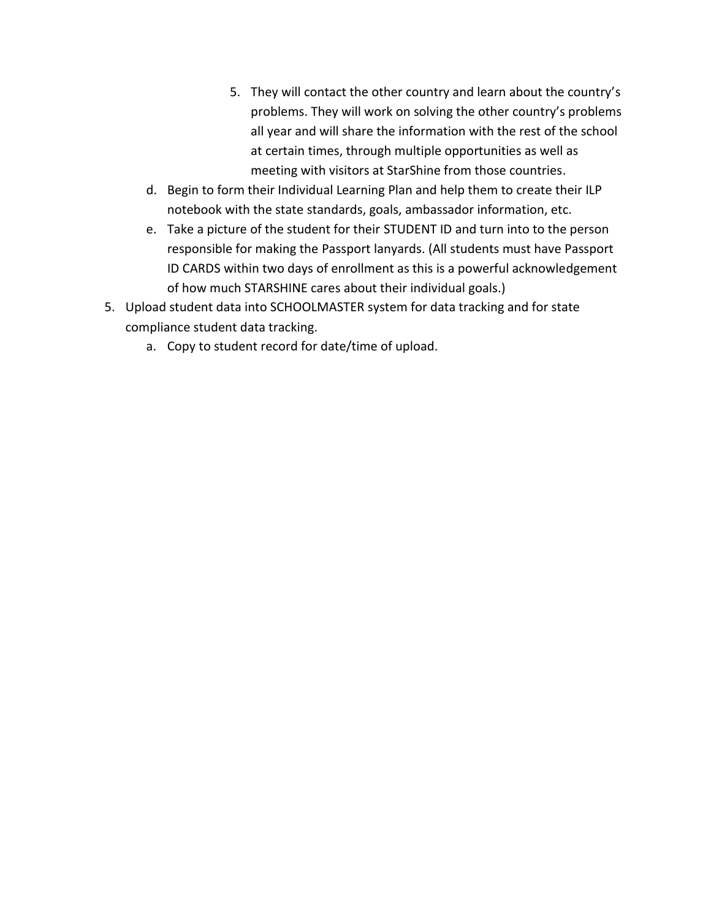5. They will contact the other country and learn about the country's problems. They will work on solving the other country's problems all year and will share the information with the rest of the school at certain times, through multiple opportunities as well as meeting with visitors at StarShine from those countries.

    d. Begin to form their Individual Learning Plan and help them to create their ILP notebook with the state standards, goals, ambassador information, etc.
    e. Take a picture of the student for their STUDENT ID and turn into to the person responsible for making the Passport lanyards. (All students must have Passport ID CARDS within two days of enrollment as this is a powerful acknowledgement of how much STARSHINE cares about their individual goals.)

5. Upload student data into SCHOOLMASTER system for data tracking and for state compliance student data tracking.
    a. Copy to student record for date/time of upload.